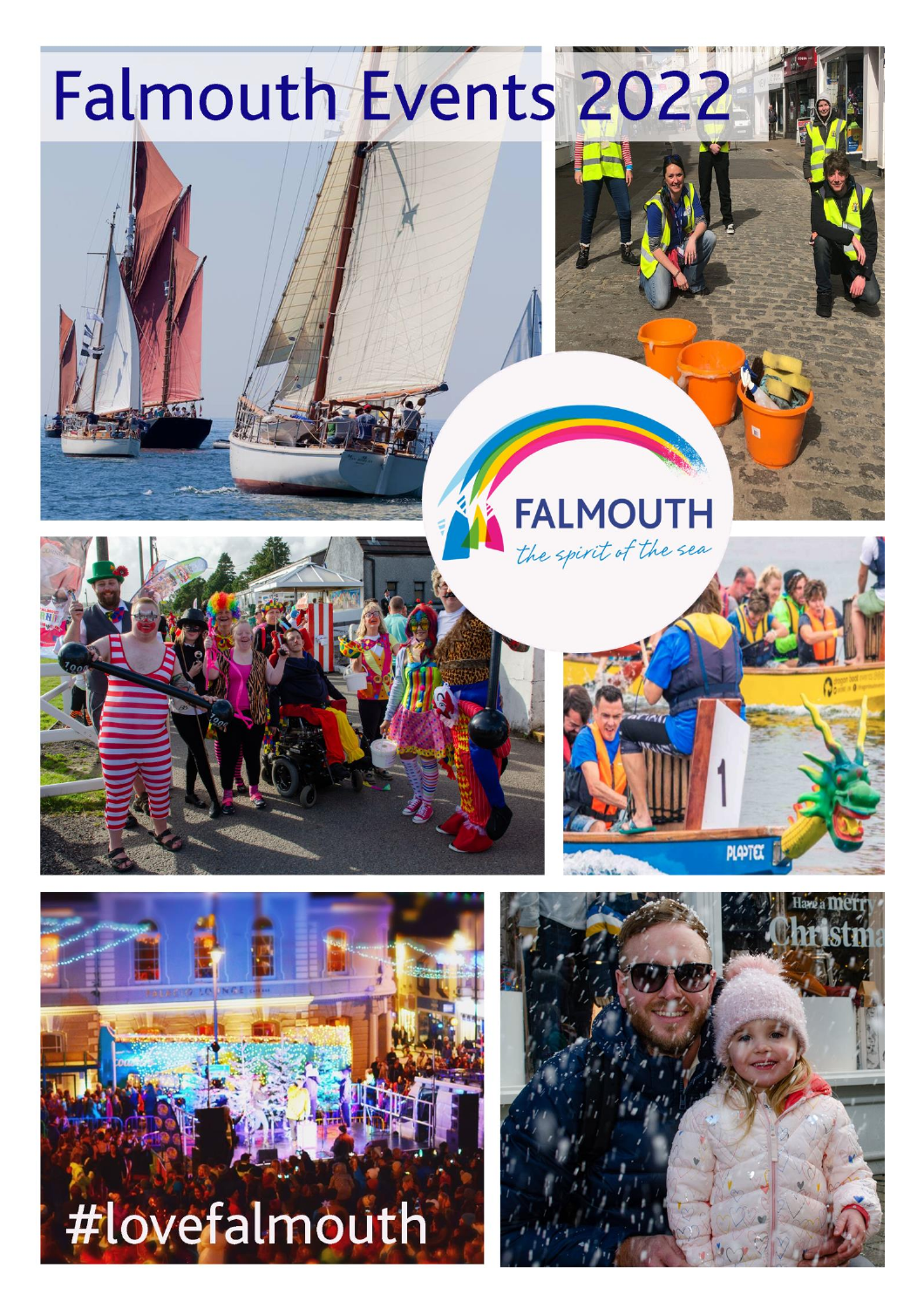# Falmouth Events 2022

FALMOUTH

*the spirit of the sea*

#lovefalmouth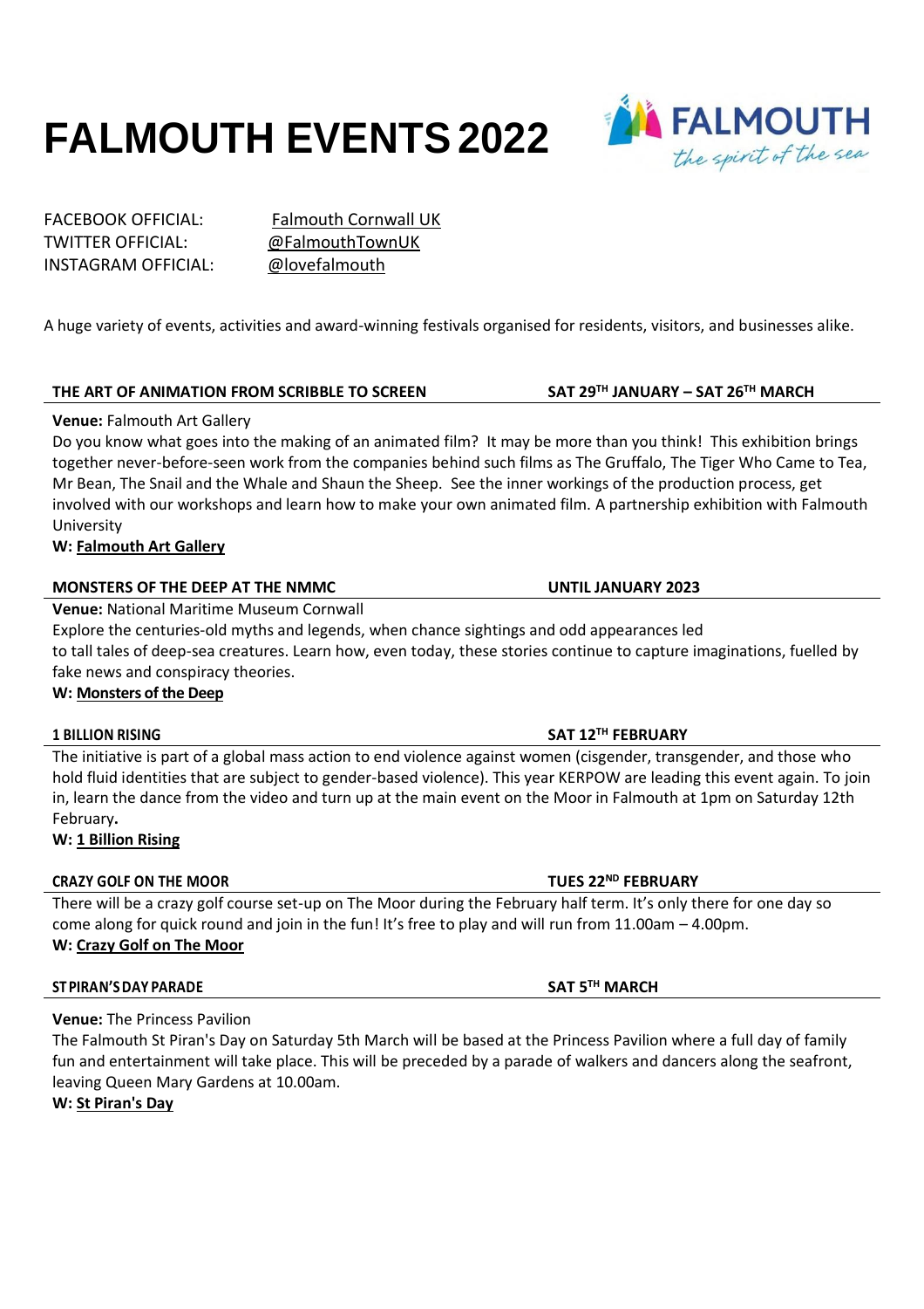# FALMOUTH EVENTS 2022

FACEBOOK OFFICIAL: Falmouth Cornwall UK
TWITTER OFFICIAL: @FalmouthTownUK
INSTAGRAM OFFICIAL: @lovefalmouth

A huge variety of events, activities and award-winning festivals organised for residents, visitors, and businesses alike.

### THE ART OF ANIMATION FROM SCRIBBLE TO SCREEN — SAT 29TH JANUARY – SAT 26TH MARCH

**Venue:** Falmouth Art Gallery

Do you know what goes into the making of an animated film? It may be more than you think! This exhibition brings together never-before-seen work from the companies behind such films as The Gruffalo, The Tiger Who Came to Tea, Mr Bean, The Snail and the Whale and Shaun the Sheep. See the inner workings of the production process, get involved with our workshops and learn how to make your own animated film. A partnership exhibition with Falmouth University

**W: Falmouth Art Gallery**

### MONSTERS OF THE DEEP AT THE NMMC — UNTIL JANUARY 2023

**Venue:** National Maritime Museum Cornwall

Explore the centuries-old myths and legends, when chance sightings and odd appearances led to tall tales of deep-sea creatures. Learn how, even today, these stories continue to capture imaginations, fuelled by fake news and conspiracy theories.

**W: Monsters of the Deep**

### 1 BILLION RISING — SAT 12TH FEBRUARY

The initiative is part of a global mass action to end violence against women (cisgender, transgender, and those who hold fluid identities that are subject to gender-based violence). This year KERPOW are leading this event again. To join in, learn the dance from the video and turn up at the main event on the Moor in Falmouth at 1pm on Saturday 12th February**.**

**W: 1 Billion Rising**

### CRAZY GOLF ON THE MOOR — TUES 22ND FEBRUARY

There will be a crazy golf course set-up on The Moor during the February half term. It's only there for one day so come along for quick round and join in the fun! It's free to play and will run from 11.00am – 4.00pm.

**W: Crazy Golf on The Moor**

### ST PIRAN'S DAY PARADE — SAT 5TH MARCH

**Venue:** The Princess Pavilion

The Falmouth St Piran's Day on Saturday 5th March will be based at the Princess Pavilion where a full day of family fun and entertainment will take place. This will be preceded by a parade of walkers and dancers along the seafront, leaving Queen Mary Gardens at 10.00am.

**W: St Piran's Day**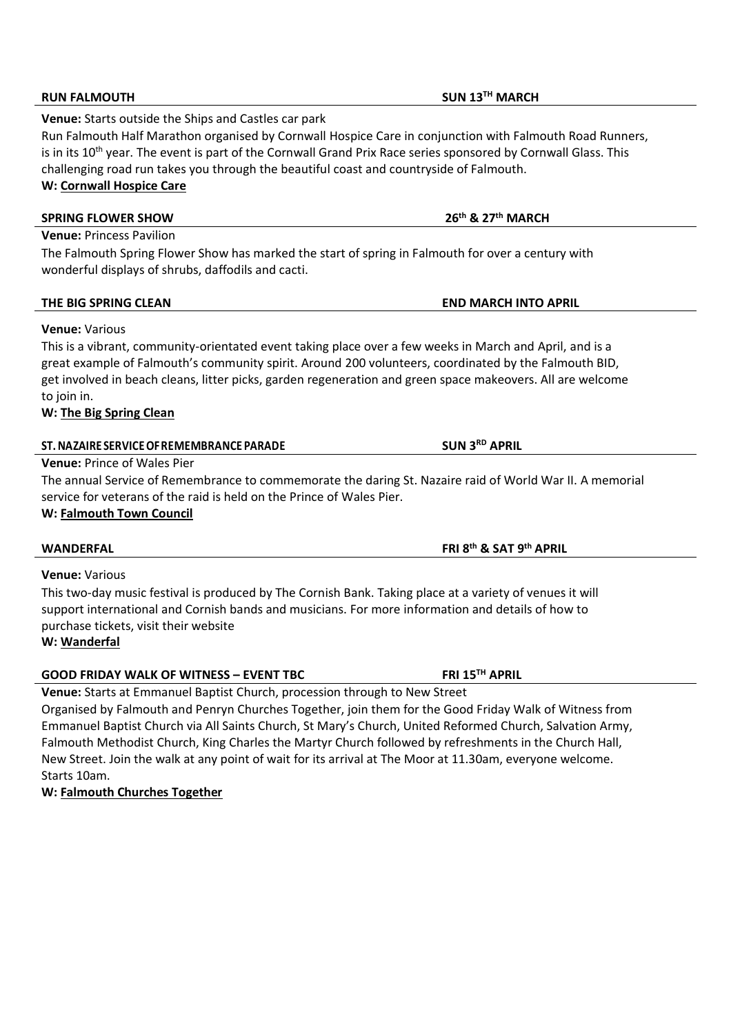**RUN FALMOUTH** **SUN 13TH MARCH**

**Venue:** Starts outside the Ships and Castles car park

Run Falmouth Half Marathon organised by Cornwall Hospice Care in conjunction with Falmouth Road Runners, is in its 10th year. The event is part of the Cornwall Grand Prix Race series sponsored by Cornwall Glass. This challenging road run takes you through the beautiful coast and countryside of Falmouth.

**W: Cornwall Hospice Care**

**SPRING FLOWER SHOW** **26th & 27th MARCH**

**Venue:** Princess Pavilion

The Falmouth Spring Flower Show has marked the start of spring in Falmouth for over a century with wonderful displays of shrubs, daffodils and cacti.

**THE BIG SPRING CLEAN** **END MARCH INTO APRIL**

**Venue:** Various

This is a vibrant, community-orientated event taking place over a few weeks in March and April, and is a great example of Falmouth's community spirit. Around 200 volunteers, coordinated by the Falmouth BID, get involved in beach cleans, litter picks, garden regeneration and green space makeovers. All are welcome to join in.

**W: The Big Spring Clean**

**ST. NAZAIRE SERVICE OF REMEMBRANCE PARADE** **SUN 3RD APRIL**

**Venue:** Prince of Wales Pier

The annual Service of Remembrance to commemorate the daring St. Nazaire raid of World War II. A memorial service for veterans of the raid is held on the Prince of Wales Pier.

**W: Falmouth Town Council**

**WANDERFAL** **FRI 8th & SAT 9th APRIL**

**Venue:** Various

This two-day music festival is produced by The Cornish Bank. Taking place at a variety of venues it will support international and Cornish bands and musicians. For more information and details of how to purchase tickets, visit their website

**W: Wanderfal**

**GOOD FRIDAY WALK OF WITNESS – EVENT TBC** **FRI 15TH APRIL**

**Venue:** Starts at Emmanuel Baptist Church, procession through to New Street

Organised by Falmouth and Penryn Churches Together, join them for the Good Friday Walk of Witness from Emmanuel Baptist Church via All Saints Church, St Mary's Church, United Reformed Church, Salvation Army, Falmouth Methodist Church, King Charles the Martyr Church followed by refreshments in the Church Hall, New Street. Join the walk at any point of wait for its arrival at The Moor at 11.30am, everyone welcome. Starts 10am.

**W: Falmouth Churches Together**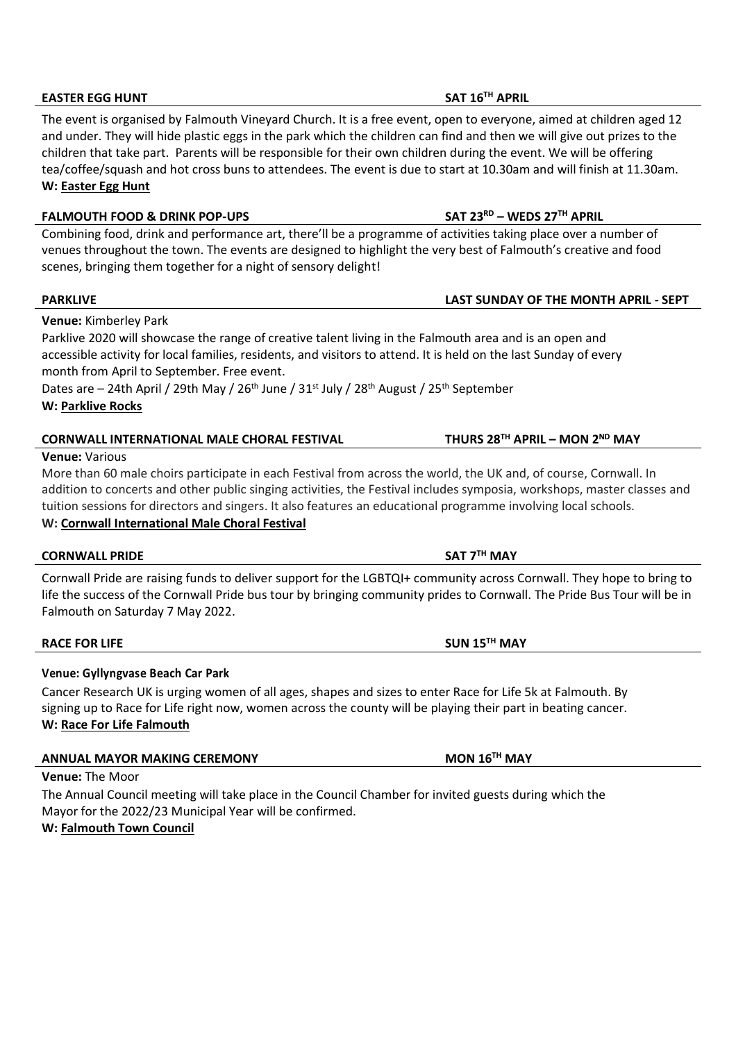**EASTER EGG HUNT** **SAT 16TH APRIL**

The event is organised by Falmouth Vineyard Church. It is a free event, open to everyone, aimed at children aged 12 and under. They will hide plastic eggs in the park which the children can find and then we will give out prizes to the children that take part. Parents will be responsible for their own children during the event. We will be offering tea/coffee/squash and hot cross buns to attendees. The event is due to start at 10.30am and will finish at 11.30am.

**W: Easter Egg Hunt**

**FALMOUTH FOOD & DRINK POP-UPS** **SAT 23RD – WEDS 27TH APRIL**

Combining food, drink and performance art, there'll be a programme of activities taking place over a number of venues throughout the town. The events are designed to highlight the very best of Falmouth's creative and food scenes, bringing them together for a night of sensory delight!

**PARKLIVE** **LAST SUNDAY OF THE MONTH APRIL - SEPT**

**Venue:** Kimberley Park

Parklive 2020 will showcase the range of creative talent living in the Falmouth area and is an open and accessible activity for local families, residents, and visitors to attend. It is held on the last Sunday of every month from April to September. Free event.

Dates are – 24th April / 29th May / 26th June / 31st July / 28th August / 25th September

**W: Parklive Rocks**

**CORNWALL INTERNATIONAL MALE CHORAL FESTIVAL** **THURS 28TH APRIL – MON 2ND MAY**

**Venue:** Various

More than 60 male choirs participate in each Festival from across the world, the UK and, of course, Cornwall. In addition to concerts and other public singing activities, the Festival includes symposia, workshops, master classes and tuition sessions for directors and singers. It also features an educational programme involving local schools.

**W: Cornwall International Male Choral Festival**

**CORNWALL PRIDE** **SAT 7TH MAY**

Cornwall Pride are raising funds to deliver support for the LGBTQI+ community across Cornwall. They hope to bring to life the success of the Cornwall Pride bus tour by bringing community prides to Cornwall. The Pride Bus Tour will be in Falmouth on Saturday 7 May 2022.

**RACE FOR LIFE** **SUN 15TH MAY**

**Venue: Gyllyngvase Beach Car Park**

Cancer Research UK is urging women of all ages, shapes and sizes to enter Race for Life 5k at Falmouth. By signing up to Race for Life right now, women across the county will be playing their part in beating cancer.

**W: Race For Life Falmouth**

**ANNUAL MAYOR MAKING CEREMONY** **MON 16TH MAY**

**Venue:** The Moor

The Annual Council meeting will take place in the Council Chamber for invited guests during which the Mayor for the 2022/23 Municipal Year will be confirmed.

**W: Falmouth Town Council**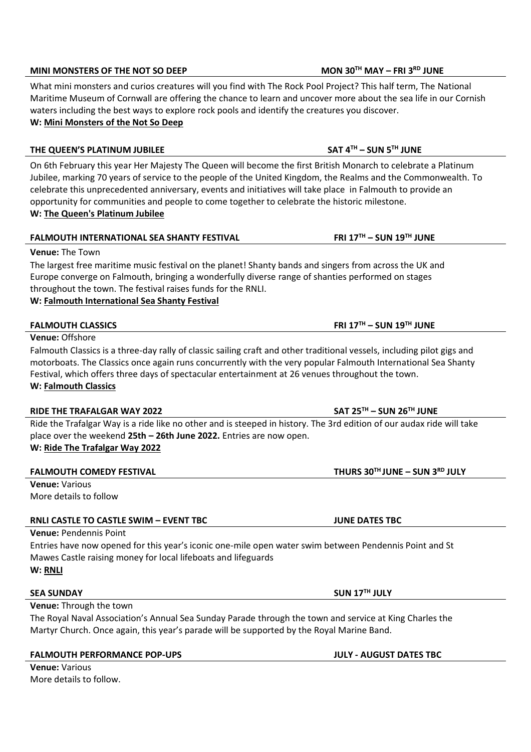**MINI MONSTERS OF THE NOT SO DEEP** **MON 30TH MAY – FRI 3RD JUNE**

What mini monsters and curios creatures will you find with The Rock Pool Project? This half term, The National Maritime Museum of Cornwall are offering the chance to learn and uncover more about the sea life in our Cornish waters including the best ways to explore rock pools and identify the creatures you discover.

**W: Mini Monsters of the Not So Deep**

**THE QUEEN'S PLATINUM JUBILEE** **SAT 4TH – SUN 5TH JUNE**

On 6th February this year Her Majesty The Queen will become the first British Monarch to celebrate a Platinum Jubilee, marking 70 years of service to the people of the United Kingdom, the Realms and the Commonwealth. To celebrate this unprecedented anniversary, events and initiatives will take place in Falmouth to provide an opportunity for communities and people to come together to celebrate the historic milestone.

**W: The Queen's Platinum Jubilee**

**FALMOUTH INTERNATIONAL SEA SHANTY FESTIVAL** **FRI 17TH – SUN 19TH JUNE**

**Venue:** The Town

The largest free maritime music festival on the planet! Shanty bands and singers from across the UK and Europe converge on Falmouth, bringing a wonderfully diverse range of shanties performed on stages throughout the town. The festival raises funds for the RNLI.

**W: Falmouth International Sea Shanty Festival**

**FALMOUTH CLASSICS** **FRI 17TH – SUN 19TH JUNE**

**Venue:** Offshore

Falmouth Classics is a three-day rally of classic sailing craft and other traditional vessels, including pilot gigs and motorboats. The Classics once again runs concurrently with the very popular Falmouth International Sea Shanty Festival, which offers three days of spectacular entertainment at 26 venues throughout the town.

**W: Falmouth Classics**

**RIDE THE TRAFALGAR WAY 2022** **SAT 25TH – SUN 26TH JUNE**

Ride the Trafalgar Way is a ride like no other and is steeped in history. The 3rd edition of our audax ride will take place over the weekend **25th – 26th June 2022.** Entries are now open.

**W: Ride The Trafalgar Way 2022**

**FALMOUTH COMEDY FESTIVAL** **THURS 30TH JUNE – SUN 3RD JULY**

**Venue:** Various

More details to follow

**RNLI CASTLE TO CASTLE SWIM – EVENT TBC** **JUNE DATES TBC**

**Venue:** Pendennis Point

Entries have now opened for this year's iconic one-mile open water swim between Pendennis Point and St Mawes Castle raising money for local lifeboats and lifeguards

**W: RNLI**

**SEA SUNDAY** **SUN 17TH JULY**

**Venue:** Through the town

The Royal Naval Association's Annual Sea Sunday Parade through the town and service at King Charles the Martyr Church. Once again, this year's parade will be supported by the Royal Marine Band.

**FALMOUTH PERFORMANCE POP-UPS** **JULY - AUGUST DATES TBC**

**Venue:** Various

More details to follow.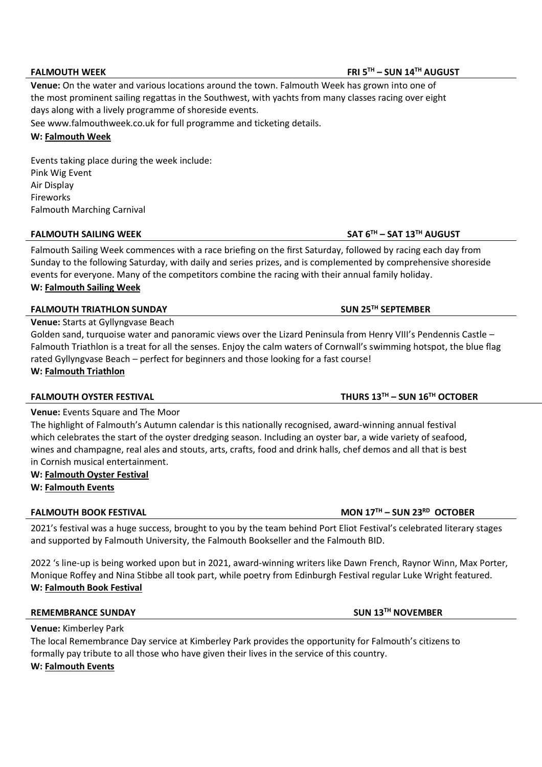## FALMOUTH WEEK — FRI 5TH – SUN 14TH AUGUST

**Venue:** On the water and various locations around the town. Falmouth Week has grown into one of the most prominent sailing regattas in the Southwest, with yachts from many classes racing over eight days along with a lively programme of shoreside events.

See www.falmouthweek.co.uk for full programme and ticketing details.

**W: Falmouth Week**

Events taking place during the week include:
Pink Wig Event
Air Display
Fireworks
Falmouth Marching Carnival

## FALMOUTH SAILING WEEK — SAT 6TH – SAT 13TH AUGUST

Falmouth Sailing Week commences with a race briefing on the first Saturday, followed by racing each day from Sunday to the following Saturday, with daily and series prizes, and is complemented by comprehensive shoreside events for everyone. Many of the competitors combine the racing with their annual family holiday.

**W: Falmouth Sailing Week**

## FALMOUTH TRIATHLON SUNDAY — SUN 25TH SEPTEMBER

**Venue:** Starts at Gyllyngvase Beach

Golden sand, turquoise water and panoramic views over the Lizard Peninsula from Henry VIII's Pendennis Castle – Falmouth Triathlon is a treat for all the senses. Enjoy the calm waters of Cornwall's swimming hotspot, the blue flag rated Gyllyngvase Beach – perfect for beginners and those looking for a fast course!

**W: Falmouth Triathlon**

## FALMOUTH OYSTER FESTIVAL — THURS 13TH – SUN 16TH OCTOBER

**Venue:** Events Square and The Moor

The highlight of Falmouth's Autumn calendar is this nationally recognised, award-winning annual festival which celebrates the start of the oyster dredging season. Including an oyster bar, a wide variety of seafood, wines and champagne, real ales and stouts, arts, crafts, food and drink halls, chef demos and all that is best in Cornish musical entertainment.

**W: Falmouth Oyster Festival**
**W: Falmouth Events**

## FALMOUTH BOOK FESTIVAL — MON 17TH – SUN 23RD OCTOBER

2021's festival was a huge success, brought to you by the team behind Port Eliot Festival's celebrated literary stages and supported by Falmouth University, the Falmouth Bookseller and the Falmouth BID.

2022 's line-up is being worked upon but in 2021, award-winning writers like Dawn French, Raynor Winn, Max Porter, Monique Roffey and Nina Stibbe all took part, while poetry from Edinburgh Festival regular Luke Wright featured.

**W: Falmouth Book Festival**

## REMEMBRANCE SUNDAY — SUN 13TH NOVEMBER

**Venue:** Kimberley Park

The local Remembrance Day service at Kimberley Park provides the opportunity for Falmouth's citizens to formally pay tribute to all those who have given their lives in the service of this country.

**W: Falmouth Events**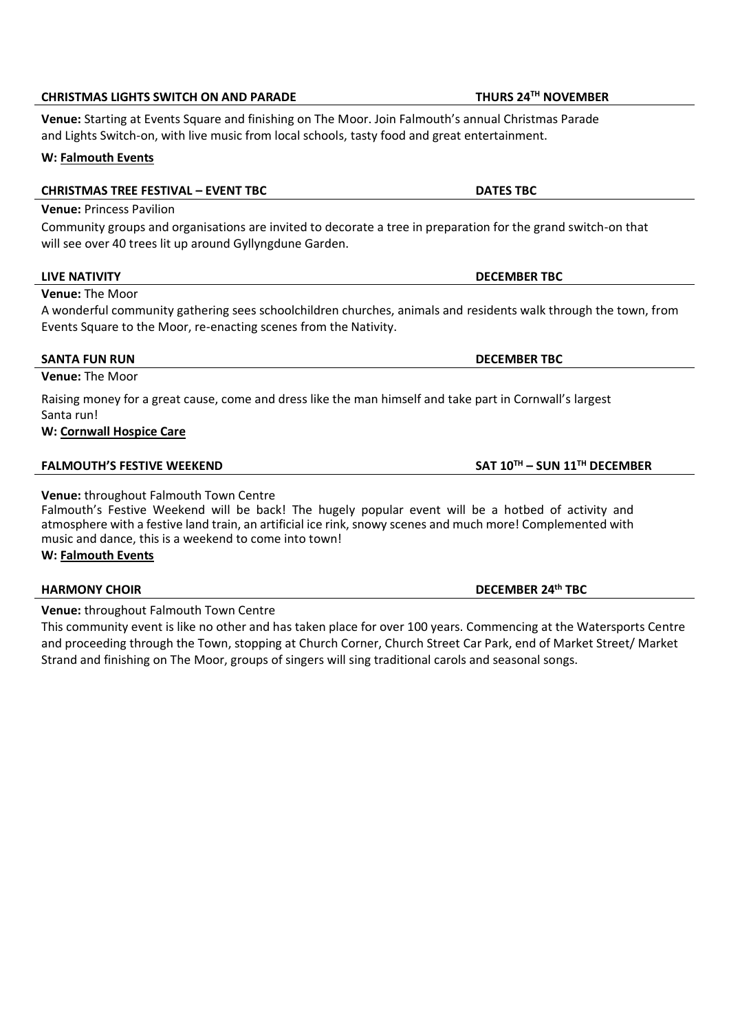**CHRISTMAS LIGHTS SWITCH ON AND PARADE** **THURS 24TH NOVEMBER**

**Venue:** Starting at Events Square and finishing on The Moor. Join Falmouth's annual Christmas Parade and Lights Switch-on, with live music from local schools, tasty food and great entertainment.

**W: Falmouth Events**

**CHRISTMAS TREE FESTIVAL – EVENT TBC** **DATES TBC**

**Venue:** Princess Pavilion

Community groups and organisations are invited to decorate a tree in preparation for the grand switch-on that will see over 40 trees lit up around Gyllyngdune Garden.

**LIVE NATIVITY** **DECEMBER TBC**

**Venue:** The Moor

A wonderful community gathering sees schoolchildren churches, animals and residents walk through the town, from Events Square to the Moor, re-enacting scenes from the Nativity.

**SANTA FUN RUN** **DECEMBER TBC**

**Venue:** The Moor

Raising money for a great cause, come and dress like the man himself and take part in Cornwall's largest Santa run!

**W: Cornwall Hospice Care**

**FALMOUTH'S FESTIVE WEEKEND** **SAT 10TH – SUN 11TH DECEMBER**

**Venue:** throughout Falmouth Town Centre

Falmouth's Festive Weekend will be back! The hugely popular event will be a hotbed of activity and atmosphere with a festive land train, an artificial ice rink, snowy scenes and much more! Complemented with music and dance, this is a weekend to come into town!

**W: Falmouth Events**

**HARMONY CHOIR** **DECEMBER 24th TBC**

**Venue:** throughout Falmouth Town Centre

This community event is like no other and has taken place for over 100 years. Commencing at the Watersports Centre and proceeding through the Town, stopping at Church Corner, Church Street Car Park, end of Market Street/ Market Strand and finishing on The Moor, groups of singers will sing traditional carols and seasonal songs.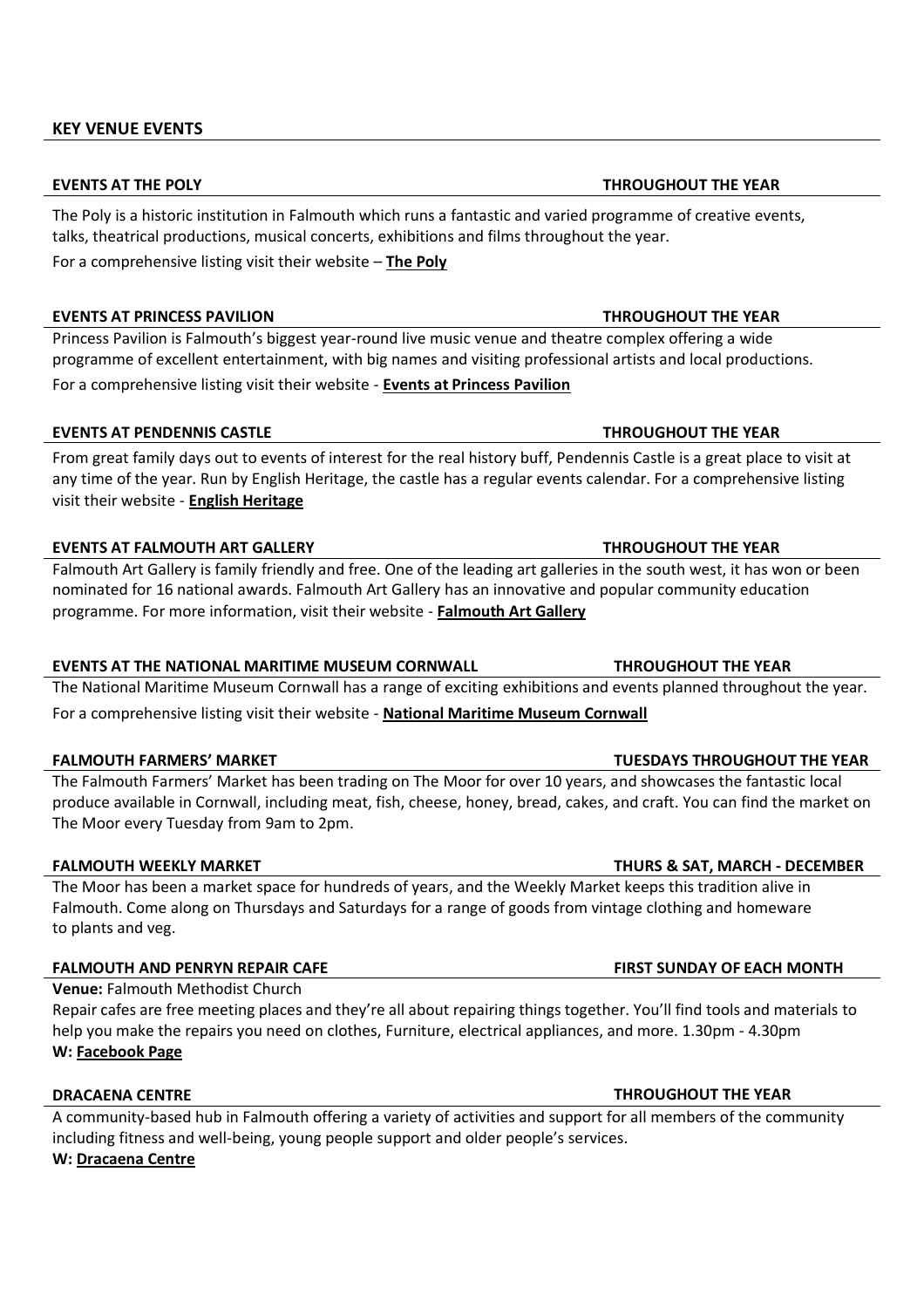## KEY VENUE EVENTS

### EVENTS AT THE POLY — THROUGHOUT THE YEAR

The Poly is a historic institution in Falmouth which runs a fantastic and varied programme of creative events, talks, theatrical productions, musical concerts, exhibitions and films throughout the year.

For a comprehensive listing visit their website – **The Poly**

### EVENTS AT PRINCESS PAVILION — THROUGHOUT THE YEAR

Princess Pavilion is Falmouth's biggest year-round live music venue and theatre complex offering a wide programme of excellent entertainment, with big names and visiting professional artists and local productions.

For a comprehensive listing visit their website - **Events at Princess Pavilion**

### EVENTS AT PENDENNIS CASTLE — THROUGHOUT THE YEAR

From great family days out to events of interest for the real history buff, Pendennis Castle is a great place to visit at any time of the year. Run by English Heritage, the castle has a regular events calendar. For a comprehensive listing visit their website - **English Heritage**

### EVENTS AT FALMOUTH ART GALLERY — THROUGHOUT THE YEAR

Falmouth Art Gallery is family friendly and free. One of the leading art galleries in the south west, it has won or been nominated for 16 national awards. Falmouth Art Gallery has an innovative and popular community education programme. For more information, visit their website - **Falmouth Art Gallery**

### EVENTS AT THE NATIONAL MARITIME MUSEUM CORNWALL — THROUGHOUT THE YEAR

The National Maritime Museum Cornwall has a range of exciting exhibitions and events planned throughout the year.

For a comprehensive listing visit their website - **National Maritime Museum Cornwall**

### FALMOUTH FARMERS' MARKET — TUESDAYS THROUGHOUT THE YEAR

The Falmouth Farmers' Market has been trading on The Moor for over 10 years, and showcases the fantastic local produce available in Cornwall, including meat, fish, cheese, honey, bread, cakes, and craft. You can find the market on The Moor every Tuesday from 9am to 2pm.

### FALMOUTH WEEKLY MARKET — THURS & SAT, MARCH - DECEMBER

The Moor has been a market space for hundreds of years, and the Weekly Market keeps this tradition alive in Falmouth. Come along on Thursdays and Saturdays for a range of goods from vintage clothing and homeware to plants and veg.

### FALMOUTH AND PENRYN REPAIR CAFE — FIRST SUNDAY OF EACH MONTH

**Venue:** Falmouth Methodist Church

Repair cafes are free meeting places and they're all about repairing things together. You'll find tools and materials to help you make the repairs you need on clothes, Furniture, electrical appliances, and more. 1.30pm - 4.30pm

**W: Facebook Page**

### DRACAENA CENTRE — THROUGHOUT THE YEAR

A community-based hub in Falmouth offering a variety of activities and support for all members of the community including fitness and well-being, young people support and older people's services.

**W: Dracaena Centre**